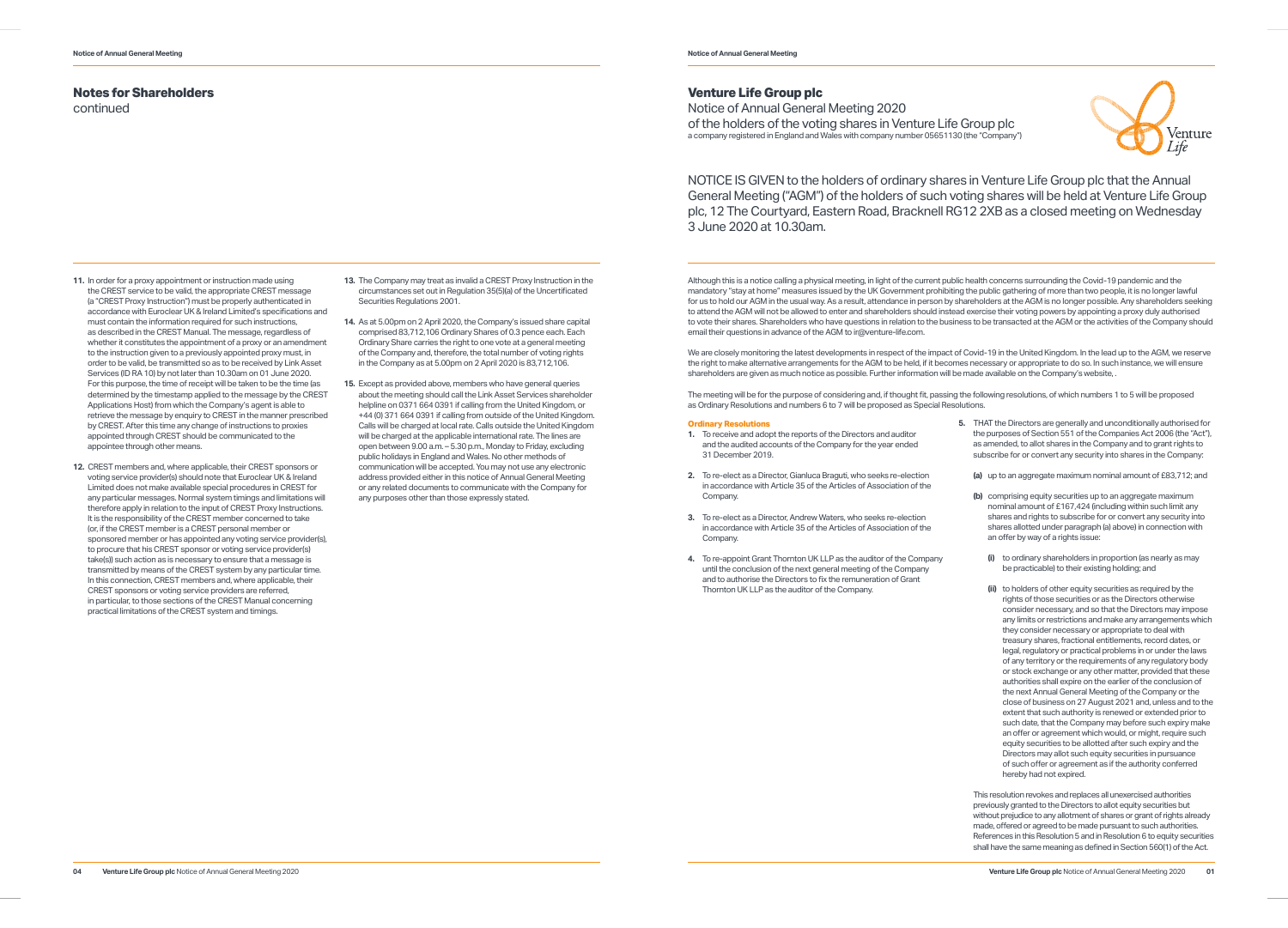## Notes for Shareholders

continued

11. In order for a proxy appointment or instruction made using the CREST service to be valid, the appropriate CREST message (a "CREST Proxy Instruction") must be properly authenticated in accordance with Euroclear UK & Ireland Limited's specifications and must contain the information required for such instructions, as described in the CREST Manual. The message, regardless of whether it constitutes the appointment of a proxy or an amendment to the instruction given to a previously appointed proxy must, in order to be valid, be transmitted so as to be received by Link Asset Services (ID RA 10) by not later than 10.30am on 01 June 2020. For this purpose, the time of receipt will be taken to be the time (as determined by the timestamp applied to the message by the CREST Applications Host) from which the Company's agent is able to retrieve the message by enquiry to CREST in the manner prescribed by CREST. After this time any change of instructions to proxies appointed through CREST should be communicated to the appointee through other means.

12. CREST members and, where applicable, their CREST sponsors or voting service provider(s) should note that Euroclear UK & Ireland Limited does not make available special procedures in CREST for any particular messages. Normal system timings and limitations will therefore apply in relation to the input of CREST Proxy Instructions. It is the responsibility of the CREST member concerned to take (or, if the CREST member is a CREST personal member or sponsored member or has appointed any voting service provider(s), to procure that his CREST sponsor or voting service provider(s) take(s)) such action as is necessary to ensure that a message is transmitted by means of the CREST system by any particular time. In this connection, CREST members and, where applicable, their CREST sponsors or voting service providers are referred, in particular, to those sections of the CREST Manual concerning practical limitations of the CREST system and timings.

13. The Company may treat as invalid a CREST Proxy Instruction in the circumstances set out in Regulation 35(5)(a) of the Uncertificated Securities Regulations 2001.

14. As at 5.00pm on 2 April 2020, the Company's issued share capital comprised 83,712,106 Ordinary Shares of 0.3 pence each. Each Ordinary Share carries the right to one vote at a general meeting of the Company and, therefore, the total number of voting rights in the Company as at 5.00pm on 2 April 2020 is 83,712,106.

15. Except as provided above, members who have general queries about the meeting should call the Link Asset Services shareholder helpline on 0371 664 0391 if calling from the United Kingdom, or +44 (0) 371 664 0391 if calling from outside of the United Kingdom. Calls will be charged at local rate. Calls outside the United Kingdom will be charged at the applicable international rate. The lines are open between 9.00 a.m. – 5.30 p.m., Monday to Friday, excluding public holidays in England and Wales. No other methods of communication will be accepted. You may not use any electronic address provided either in this notice of Annual General Meeting or any related documents to communicate with the Company for any purposes other than those expressly stated.

## Venture Life Group plc

Notice of Annual General Meeting 2020
of the holders of the voting shares in Venture Life Group plc
a company registered in England and Wales with company number 05651130 (the "Company")

NOTICE IS GIVEN to the holders of ordinary shares in Venture Life Group plc that the Annual General Meeting ("AGM") of the holders of such voting shares will be held at Venture Life Group plc, 12 The Courtyard, Eastern Road, Bracknell RG12 2XB as a closed meeting on Wednesday 3 June 2020 at 10.30am.

Although this is a notice calling a physical meeting, in light of the current public health concerns surrounding the Covid-19 pandemic and the mandatory "stay at home" measures issued by the UK Government prohibiting the public gathering of more than two people, it is no longer lawful for us to hold our AGM in the usual way. As a result, attendance in person by shareholders at the AGM is no longer possible. Any shareholders seeking to attend the AGM will not be allowed to enter and shareholders should instead exercise their voting powers by appointing a proxy duly authorised to vote their shares. Shareholders who have questions in relation to the business to be transacted at the AGM or the activities of the Company should email their questions in advance of the AGM to ir@venture-life.com.

We are closely monitoring the latest developments in respect of the impact of Covid-19 in the United Kingdom. In the lead up to the AGM, we reserve the right to make alternative arrangements for the AGM to be held, if it becomes necessary or appropriate to do so. In such instance, we will ensure shareholders are given as much notice as possible. Further information will be made available on the Company's website, .

The meeting will be for the purpose of considering and, if thought fit, passing the following resolutions, of which numbers 1 to 5 will be proposed as Ordinary Resolutions and numbers 6 to 7 will be proposed as Special Resolutions.

### Ordinary Resolutions

1. To receive and adopt the reports of the Directors and auditor and the audited accounts of the Company for the year ended 31 December 2019.

2. To re-elect as a Director, Gianluca Braguti, who seeks re-election in accordance with Article 35 of the Articles of Association of the Company.

3. To re-elect as a Director, Andrew Waters, who seeks re-election in accordance with Article 35 of the Articles of Association of the Company.

4. To re-appoint Grant Thornton UK LLP as the auditor of the Company until the conclusion of the next general meeting of the Company and to authorise the Directors to fix the remuneration of Grant Thornton UK LLP as the auditor of the Company.

5. THAT the Directors are generally and unconditionally authorised for the purposes of Section 551 of the Companies Act 2006 (the "Act"), as amended, to allot shares in the Company and to grant rights to subscribe for or convert any security into shares in the Company:

   **(a)** up to an aggregate maximum nominal amount of £83,712; and

   **(b)** comprising equity securities up to an aggregate maximum nominal amount of £167,424 (including within such limit any shares and rights to subscribe for or convert any security into shares allotted under paragraph (a) above) in connection with an offer by way of a rights issue:

   **(i)** to ordinary shareholders in proportion (as nearly as may be practicable) to their existing holding; and

   **(ii)** to holders of other equity securities as required by the rights of those securities or as the Directors otherwise consider necessary, and so that the Directors may impose any limits or restrictions and make any arrangements which they consider necessary or appropriate to deal with treasury shares, fractional entitlements, record dates, or legal, regulatory or practical problems in or under the laws of any territory or the requirements of any regulatory body or stock exchange or any other matter, provided that these authorities shall expire on the earlier of the conclusion of the next Annual General Meeting of the Company or the close of business on 27 August 2021 and, unless and to the extent that such authority is renewed or extended prior to such date, that the Company may before such expiry make an offer or agreement which would, or might, require such equity securities to be allotted after such expiry and the Directors may allot such equity securities in pursuance of such offer or agreement as if the authority conferred hereby had not expired.

This resolution revokes and replaces all unexercised authorities previously granted to the Directors to allot equity securities but without prejudice to any allotment of shares or grant of rights already made, offered or agreed to be made pursuant to such authorities. References in this Resolution 5 and in Resolution 6 to equity securities shall have the same meaning as defined in Section 560(1) of the Act.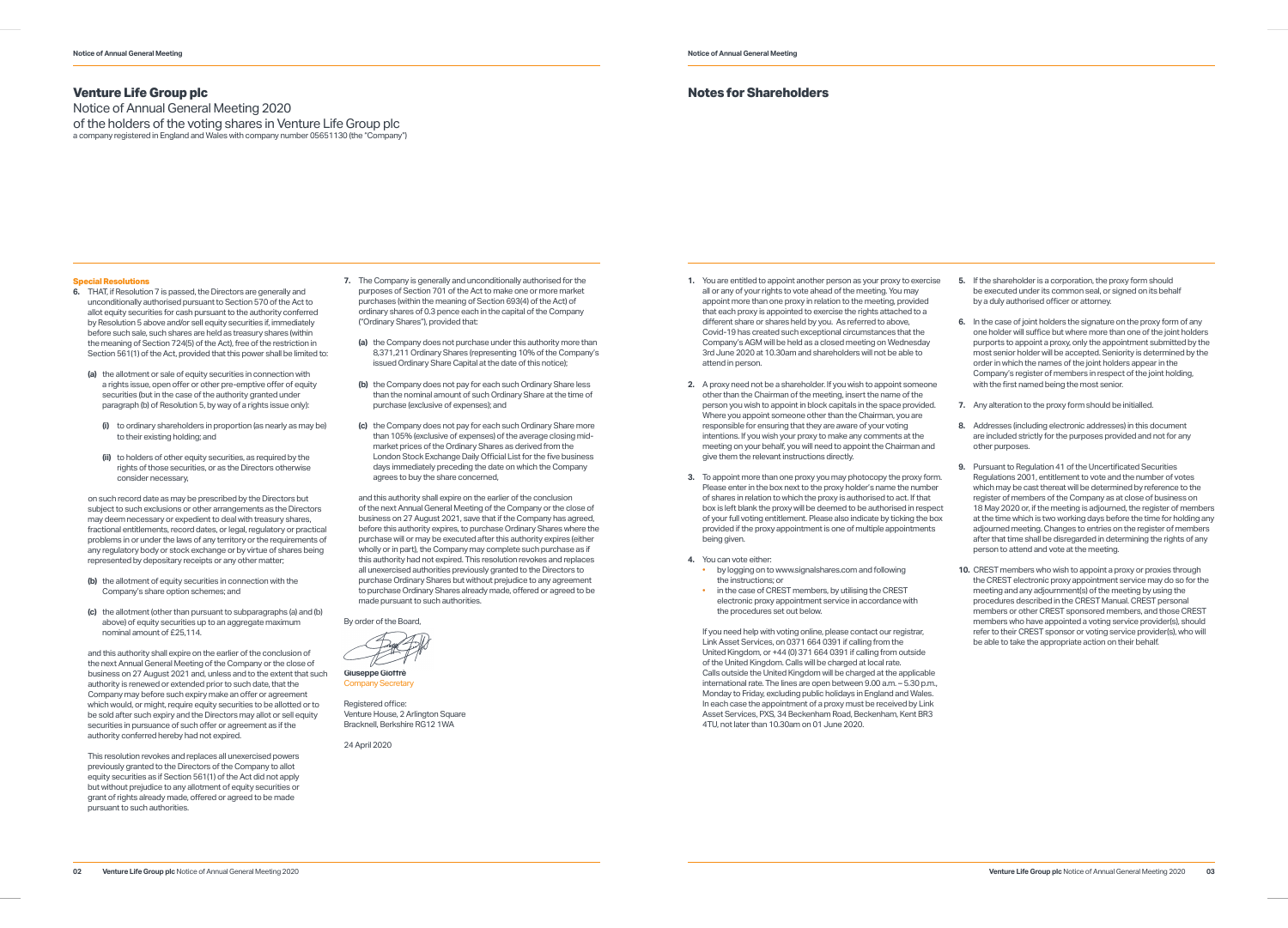# Venture Life Group plc

Notice of Annual General Meeting 2020
of the holders of the voting shares in Venture Life Group plc
a company registered in England and Wales with company number 05651130 (the "Company")

### Special Resolutions

**6.** THAT, if Resolution 7 is passed, the Directors are generally and unconditionally authorised pursuant to Section 570 of the Act to allot equity securities for cash pursuant to the authority conferred by Resolution 5 above and/or sell equity securities if, immediately before such sale, such shares are held as treasury shares (within the meaning of Section 724(5) of the Act), free of the restriction in Section 561(1) of the Act, provided that this power shall be limited to:

**(a)** the allotment or sale of equity securities in connection with a rights issue, open offer or other pre-emptive offer of equity securities (but in the case of the authority granted under paragraph (b) of Resolution 5, by way of a rights issue only):

**(i)** to ordinary shareholders in proportion (as nearly as may be) to their existing holding; and

**(ii)** to holders of other equity securities, as required by the rights of those securities, or as the Directors otherwise consider necessary,

on such record date as may be prescribed by the Directors but subject to such exclusions or other arrangements as the Directors may deem necessary or expedient to deal with treasury shares, fractional entitlements, record dates, or legal, regulatory or practical problems in or under the laws of any territory or the requirements of any regulatory body or stock exchange or by virtue of shares being represented by depositary receipts or any other matter;

**(b)** the allotment of equity securities in connection with the Company's share option schemes; and

**(c)** the allotment (other than pursuant to subparagraphs (a) and (b) above) of equity securities up to an aggregate maximum nominal amount of £25,114.

and this authority shall expire on the earlier of the conclusion of the next Annual General Meeting of the Company or the close of business on 27 August 2021 and, unless and to the extent that such authority is renewed or extended prior to such date, that the Company may before such expiry make an offer or agreement which would, or might, require equity securities to be allotted or to be sold after such expiry and the Directors may allot or sell equity securities in pursuance of such offer or agreement as if the authority conferred hereby had not expired.

This resolution revokes and replaces all unexercised powers previously granted to the Directors of the Company to allot equity securities as if Section 561(1) of the Act did not apply but without prejudice to any allotment of equity securities or grant of rights already made, offered or agreed to be made pursuant to such authorities.

**7.** The Company is generally and unconditionally authorised for the purposes of Section 701 of the Act to make one or more market purchases (within the meaning of Section 693(4) of the Act) of ordinary shares of 0.3 pence each in the capital of the Company ("Ordinary Shares"), provided that:

**(a)** the Company does not purchase under this authority more than 8,371,211 Ordinary Shares (representing 10% of the Company's issued Ordinary Share Capital at the date of this notice);

**(b)** the Company does not pay for each such Ordinary Share less than the nominal amount of such Ordinary Share at the time of purchase (exclusive of expenses); and

**(c)** the Company does not pay for each such Ordinary Share more than 105% (exclusive of expenses) of the average closing mid-market prices of the Ordinary Shares as derived from the London Stock Exchange Daily Official List for the five business days immediately preceding the date on which the Company agrees to buy the share concerned,

and this authority shall expire on the earlier of the conclusion of the next Annual General Meeting of the Company or the close of business on 27 August 2021, save that if the Company has agreed, before this authority expires, to purchase Ordinary Shares where the purchase will or may be executed after this authority expires (either wholly or in part), the Company may complete such purchase as if this authority had not expired. This resolution revokes and replaces all unexercised authorities previously granted to the Directors to purchase Ordinary Shares but without prejudice to any agreement to purchase Ordinary Shares already made, offered or agreed to be made pursuant to such authorities.

By order of the Board,

**Giuseppe Giuffrè**
Company Secretary

Registered office:
Venture House, 2 Arlington Square
Bracknell, Berkshire RG12 1WA

24 April 2020

# Notes for Shareholders

**1.** You are entitled to appoint another person as your proxy to exercise all or any of your rights to vote ahead of the meeting. You may appoint more than one proxy in relation to the meeting, provided that each proxy is appointed to exercise the rights attached to a different share or shares held by you. As referred to above, Covid-19 has created such exceptional circumstances that the Company's AGM will be held as a closed meeting on Wednesday 3rd June 2020 at 10.30am and shareholders will not be able to attend in person.

**2.** A proxy need not be a shareholder. If you wish to appoint someone other than the Chairman of the meeting, insert the name of the person you wish to appoint in block capitals in the space provided. Where you appoint someone other than the Chairman, you are responsible for ensuring that they are aware of your voting intentions. If you wish your proxy to make any comments at the meeting on your behalf, you will need to appoint the Chairman and give them the relevant instructions directly.

**3.** To appoint more than one proxy you may photocopy the proxy form. Please enter in the box next to the proxy holder's name the number of shares in relation to which the proxy is authorised to act. If that box is left blank the proxy will be deemed to be authorised in respect of your full voting entitlement. Please also indicate by ticking the box provided if the proxy appointment is one of multiple appointments being given.

**4.** You can vote either:

- by logging on to www.signalshares.com and following the instructions; or
- in the case of CREST members, by utilising the CREST electronic proxy appointment service in accordance with the procedures set out below.

If you need help with voting online, please contact our registrar, Link Asset Services, on 0371 664 0391 if calling from the United Kingdom, or +44 (0) 371 664 0391 if calling from outside of the United Kingdom. Calls will be charged at local rate. Calls outside the United Kingdom will be charged at the applicable international rate. The lines are open between 9.00 a.m. – 5.30 p.m., Monday to Friday, excluding public holidays in England and Wales. In each case the appointment of a proxy must be received by Link Asset Services, PXS, 34 Beckenham Road, Beckenham, Kent BR3 4TU, not later than 10.30am on 01 June 2020.

**5.** If the shareholder is a corporation, the proxy form should be executed under its common seal, or signed on its behalf by a duly authorised officer or attorney.

**6.** In the case of joint holders the signature on the proxy form of any one holder will suffice but where more than one of the joint holders purports to appoint a proxy, only the appointment submitted by the most senior holder will be accepted. Seniority is determined by the order in which the names of the joint holders appear in the Company's register of members in respect of the joint holding, with the first named being the most senior.

**7.** Any alteration to the proxy form should be initialled.

**8.** Addresses (including electronic addresses) in this document are included strictly for the purposes provided and not for any other purposes.

**9.** Pursuant to Regulation 41 of the Uncertificated Securities Regulations 2001, entitlement to vote and the number of votes which may be cast thereat will be determined by reference to the register of members of the Company as at close of business on 18 May 2020 or, if the meeting is adjourned, the register of members at the time which is two working days before the time for holding any adjourned meeting. Changes to entries on the register of members after that time shall be disregarded in determining the rights of any person to attend and vote at the meeting.

**10.** CREST members who wish to appoint a proxy or proxies through the CREST electronic proxy appointment service may do so for the meeting and any adjournment(s) of the meeting by using the procedures described in the CREST Manual. CREST personal members or other CREST sponsored members, and those CREST members who have appointed a voting service provider(s), should refer to their CREST sponsor or voting service provider(s), who will be able to take the appropriate action on their behalf.